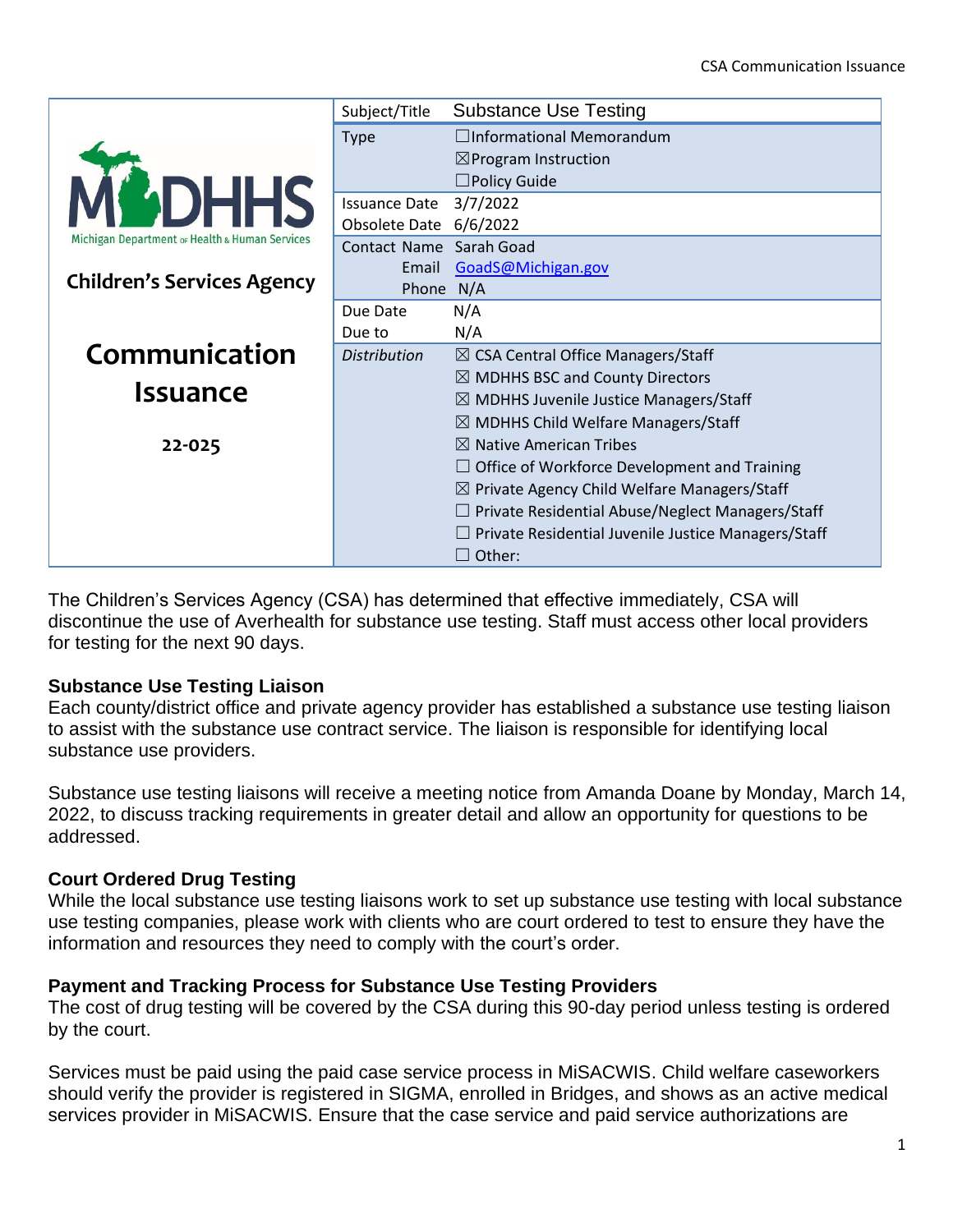| | Subject/Title | Substance Use Testing |
|---|---|---|
| **Michigan Department of Health & Human Services** | Type | ☐Informational Memorandum<br>☒Program Instruction<br>☐Policy Guide |
| **Children's Services Agency** | Issuance Date | 3/7/2022 |
| | Obsolete Date | 6/6/2022 |
| **Communication Issuance** | Contact Name | Sarah Goad |
| | Email | GoadS@Michigan.gov |
| **22-025** | Phone | N/A |
| | Due Date | N/A |
| | Due to | N/A |
| | *Distribution* | ☒ CSA Central Office Managers/Staff<br>☒ MDHHS BSC and County Directors<br>☒ MDHHS Juvenile Justice Managers/Staff<br>☒ MDHHS Child Welfare Managers/Staff<br>☒ Native American Tribes<br>☐ Office of Workforce Development and Training<br>☒ Private Agency Child Welfare Managers/Staff<br>☐ Private Residential Abuse/Neglect Managers/Staff<br>☐ Private Residential Juvenile Justice Managers/Staff<br>☐ Other: |

The Children's Services Agency (CSA) has determined that effective immediately, CSA will discontinue the use of Averhealth for substance use testing. Staff must access other local providers for testing for the next 90 days.

**Substance Use Testing Liaison**

Each county/district office and private agency provider has established a substance use testing liaison to assist with the substance use contract service. The liaison is responsible for identifying local substance use providers.

Substance use testing liaisons will receive a meeting notice from Amanda Doane by Monday, March 14, 2022, to discuss tracking requirements in greater detail and allow an opportunity for questions to be addressed.

**Court Ordered Drug Testing**

While the local substance use testing liaisons work to set up substance use testing with local substance use testing companies, please work with clients who are court ordered to test to ensure they have the information and resources they need to comply with the court's order.

**Payment and Tracking Process for Substance Use Testing Providers**

The cost of drug testing will be covered by the CSA during this 90-day period unless testing is ordered by the court.

Services must be paid using the paid case service process in MiSACWIS. Child welfare caseworkers should verify the provider is registered in SIGMA, enrolled in Bridges, and shows as an active medical services provider in MiSACWIS. Ensure that the case service and paid service authorizations are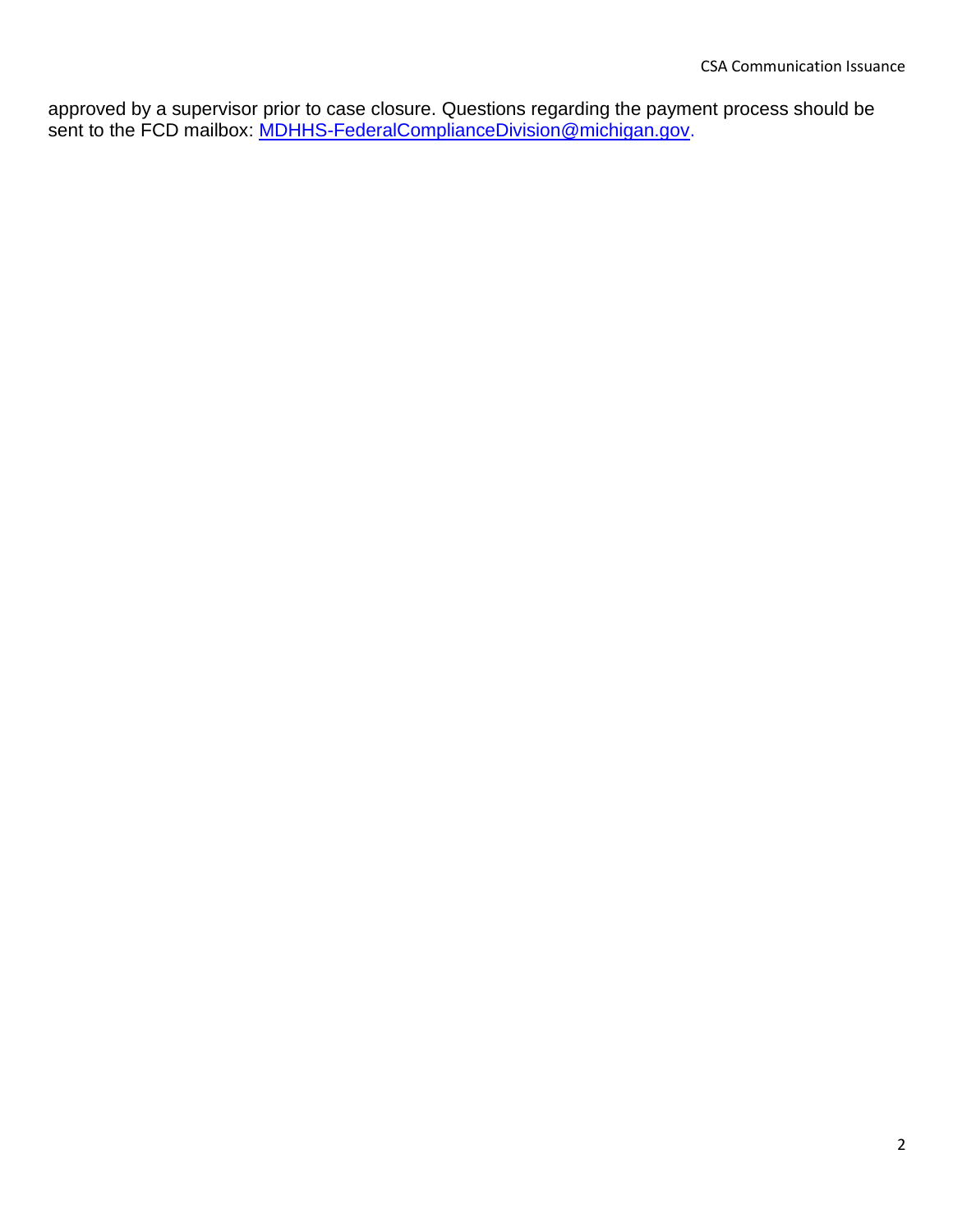approved by a supervisor prior to case closure. Questions regarding the payment process should be sent to the FCD mailbox: MDHHS-FederalComplianceDivision@michigan.gov.